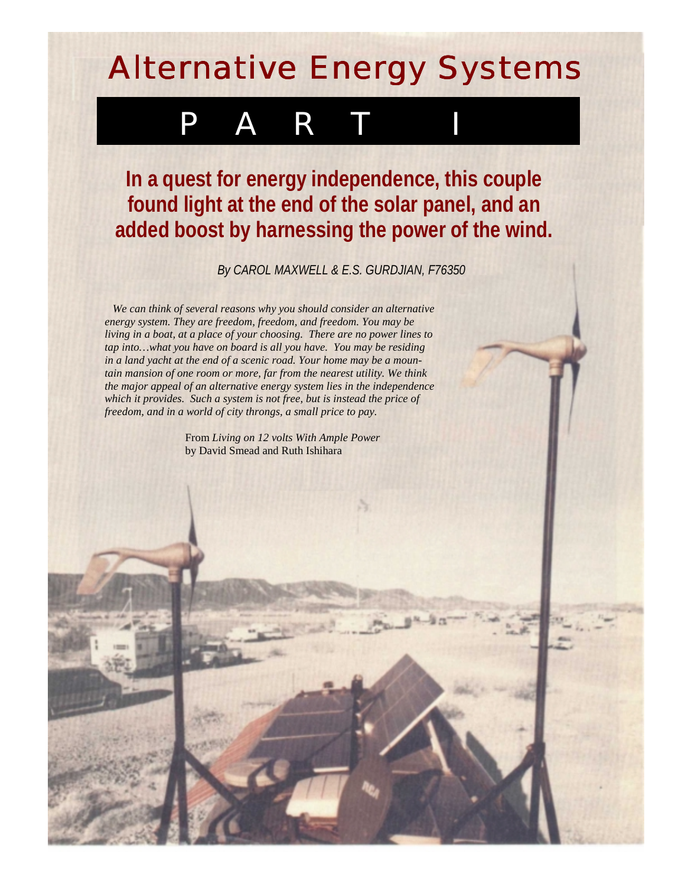# Alternative Energy Systems

## PART I

**In a quest for energy independence, this couple found light at the end of the solar panel, and an added boost by harnessing the power of the wind.**

*By CAROL MAXWELL & E.S. GURDJIAN, F76350*

*We can think of several reasons why you should consider an alternative energy system. They are freedom, freedom, and freedom. You may be living in a boat, at a place of your choosing. There are no power lines to tap into…what you have on board is all you have. You may be residing in a land yacht at the end of a scenic road. Your home may be a mountain mansion of one room or more, far from the nearest utility. We think the major appeal of an alternative energy system lies in the independence which it provides. Such a system is not free, but is instead the price of freedom, and in a world of city throngs, a small price to pay.*

From *Living on 12 volts With Ample Power*
by David Smead and Ruth Ishihara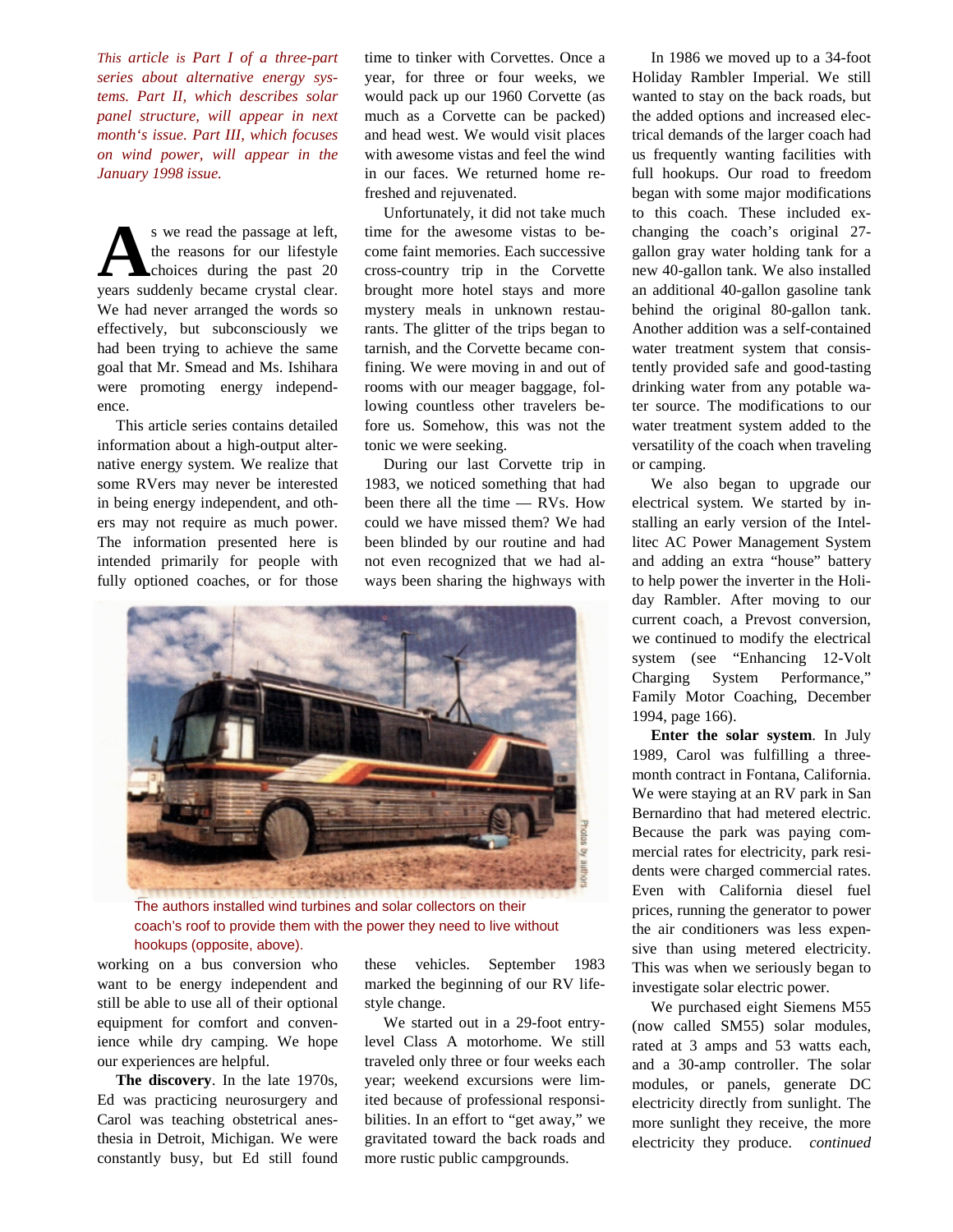*This article is Part I of a three-part series about alternative energy systems. Part II, which describes solar panel structure, will appear in next month's issue. Part III, which focuses on wind power, will appear in the January 1998 issue.*

As we read the passage at left, the reasons for our lifestyle choices during the past 20 years suddenly became crystal clear. We had never arranged the words so effectively, but subconsciously we had been trying to achieve the same goal that Mr. Smead and Ms. Ishihara were promoting energy independence.

This article series contains detailed information about a high-output alternative energy system. We realize that some RVers may never be interested in being energy independent, and others may not require as much power. The information presented here is intended primarily for people with fully optioned coaches, or for those working on a bus conversion who want to be energy independent and still be able to use all of their optional equipment for comfort and convenience while dry camping. We hope our experiences are helpful.

**The discovery**. In the late 1970s, Ed was practicing neurosurgery and Carol was teaching obstetrical anesthesia in Detroit, Michigan. We were constantly busy, but Ed still found time to tinker with Corvettes. Once a year, for three or four weeks, we would pack up our 1960 Corvette (as much as a Corvette can be packed) and head west. We would visit places with awesome vistas and feel the wind in our faces. We returned home refreshed and rejuvenated.

Unfortunately, it did not take much time for the awesome vistas to become faint memories. Each successive cross-country trip in the Corvette brought more hotel stays and more mystery meals in unknown restaurants. The glitter of the trips began to tarnish, and the Corvette became confining. We were moving in and out of rooms with our meager baggage, following countless other travelers before us. Somehow, this was not the tonic we were seeking.

During our last Corvette trip in 1983, we noticed something that had been there all the time — RVs. How could we have missed them? We had been blinded by our routine and had not even recognized that we had always been sharing the highways with these vehicles. September 1983 marked the beginning of our RV lifestyle change.

Photos by authors

The authors installed wind turbines and solar collectors on their coach's roof to provide them with the power they need to live without hookups (opposite, above).

We started out in a 29-foot entry-level Class A motorhome. We still traveled only three or four weeks each year; weekend excursions were limited because of professional responsibilities. In an effort to "get away," we gravitated toward the back roads and more rustic public campgrounds.

In 1986 we moved up to a 34-foot Holiday Rambler Imperial. We still wanted to stay on the back roads, but the added options and increased electrical demands of the larger coach had us frequently wanting facilities with full hookups. Our road to freedom began with some major modifications to this coach. These included exchanging the coach's original 27-gallon gray water holding tank for a new 40-gallon tank. We also installed an additional 40-gallon gasoline tank behind the original 80-gallon tank. Another addition was a self-contained water treatment system that consistently provided safe and good-tasting drinking water from any potable water source. The modifications to our water treatment system added to the versatility of the coach when traveling or camping.

We also began to upgrade our electrical system. We started by installing an early version of the Intellitec AC Power Management System and adding an extra "house" battery to help power the inverter in the Holiday Rambler. After moving to our current coach, a Prevost conversion, we continued to modify the electrical system (see "Enhancing 12-Volt Charging System Performance," Family Motor Coaching, December 1994, page 166).

**Enter the solar system**. In July 1989, Carol was fulfilling a three-month contract in Fontana, California. We were staying at an RV park in San Bernardino that had metered electric. Because the park was paying commercial rates for electricity, park residents were charged commercial rates. Even with California diesel fuel prices, running the generator to power the air conditioners was less expensive than using metered electricity. This was when we seriously began to investigate solar electric power.

We purchased eight Siemens M55 (now called SM55) solar modules, rated at 3 amps and 53 watts each, and a 30-amp controller. The solar modules, or panels, generate DC electricity directly from sunlight. The more sunlight they receive, the more electricity they produce. *continued*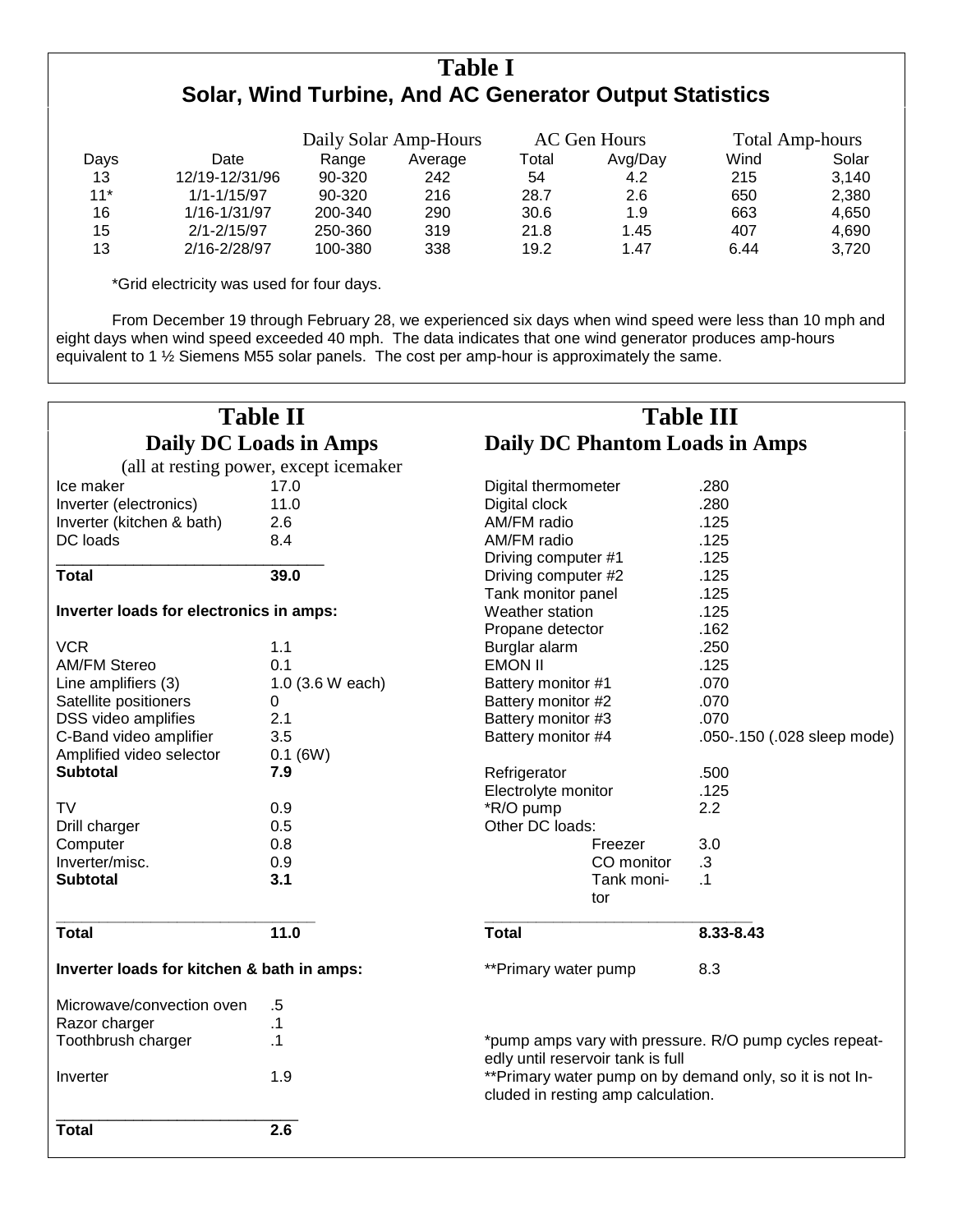## Table I
### Solar, Wind Turbine, And AC Generator Output Statistics

| | | Daily Solar Amp-Hours | | AC Gen Hours | | Total Amp-hours | |
|---|---|---|---|---|---|---|---|
| Days | Date | Range | Average | Total | Avg/Day | Wind | Solar |
| 13 | 12/19-12/31/96 | 90-320 | 242 | 54 | 4.2 | 215 | 3,140 |
| 11* | 1/1-1/15/97 | 90-320 | 216 | 28.7 | 2.6 | 650 | 2,380 |
| 16 | 1/16-1/31/97 | 200-340 | 290 | 30.6 | 1.9 | 663 | 4,650 |
| 15 | 2/1-2/15/97 | 250-360 | 319 | 21.8 | 1.45 | 407 | 4,690 |
| 13 | 2/16-2/28/97 | 100-380 | 338 | 19.2 | 1.47 | 6.44 | 3,720 |

*Grid electricity was used for four days.

From December 19 through February 28, we experienced six days when wind speed were less than 10 mph and eight days when wind speed exceeded 40 mph. The data indicates that one wind generator produces amp-hours equivalent to 1 ½ Siemens M55 solar panels. The cost per amp-hour is approximately the same.

## Table II
### Daily DC Loads in Amps

(all at resting power, except icemaker

| | |
|---|---|
| Ice maker | 17.0 |
| Inverter (electronics) | 11.0 |
| Inverter (kitchen & bath) | 2.6 |
| DC loads | 8.4 |
| **Total** | **39.0** |

**Inverter loads for electronics in amps:**

| | |
|---|---|
| VCR | 1.1 |
| AM/FM Stereo | 0.1 |
| Line amplifiers (3) | 1.0 (3.6 W each) |
| Satellite positioners | 0 |
| DSS video amplifies | 2.1 |
| C-Band video amplifier | 3.5 |
| Amplified video selector | 0.1 (6W) |
| **Subtotal** | **7.9** |
| TV | 0.9 |
| Drill charger | 0.5 |
| Computer | 0.8 |
| Inverter/misc. | 0.9 |
| **Subtotal** | **3.1** |
| **Total** | **11.0** |

**Inverter loads for kitchen & bath in amps:**

| | |
|---|---|
| Microwave/convection oven | .5 |
| Razor charger | .1 |
| Toothbrush charger | .1 |
| Inverter | 1.9 |
| **Total** | **2.6** |

## Table III
### Daily DC Phantom Loads in Amps

| | |
|---|---|
| Digital thermometer | .280 |
| Digital clock | .280 |
| AM/FM radio | .125 |
| AM/FM radio | .125 |
| Driving computer #1 | .125 |
| Driving computer #2 | .125 |
| Tank monitor panel | .125 |
| Weather station | .125 |
| Propane detector | .162 |
| Burglar alarm | .250 |
| EMON II | .125 |
| Battery monitor #1 | .070 |
| Battery monitor #2 | .070 |
| Battery monitor #3 | .070 |
| Battery monitor #4 | .050-.150 (.028 sleep mode) |
| Refrigerator | .500 |
| Electrolyte monitor | .125 |
| *R/O pump | 2.2 |
| Other DC loads: | |
| Freezer | 3.0 |
| CO monitor | .3 |
| Tank monitor | .1 |
| **Total** | **8.33-8.43** |
| **Primary water pump | 8.3 |

*pump amps vary with pressure. R/O pump cycles repeatedly until reservoir tank is full

**Primary water pump on by demand only, so it is not Included in resting amp calculation.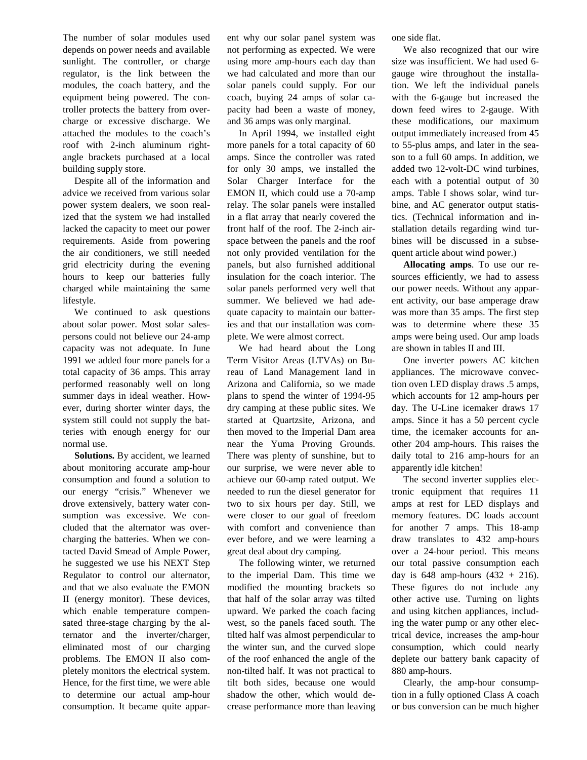The number of solar modules used depends on power needs and available sunlight. The controller, or charge regulator, is the link between the modules, the coach battery, and the equipment being powered. The controller protects the battery from overcharge or excessive discharge. We attached the modules to the coach's roof with 2-inch aluminum right-angle brackets purchased at a local building supply store.

Despite all of the information and advice we received from various solar power system dealers, we soon realized that the system we had installed lacked the capacity to meet our power requirements. Aside from powering the air conditioners, we still needed grid electricity during the evening hours to keep our batteries fully charged while maintaining the same lifestyle.

We continued to ask questions about solar power. Most solar salespersons could not believe our 24-amp capacity was not adequate. In June 1991 we added four more panels for a total capacity of 36 amps. This array performed reasonably well on long summer days in ideal weather. However, during shorter winter days, the system still could not supply the batteries with enough energy for our normal use.

**Solutions.** By accident, we learned about monitoring accurate amp-hour consumption and found a solution to our energy "crisis." Whenever we drove extensively, battery water consumption was excessive. We concluded that the alternator was overcharging the batteries. When we contacted David Smead of Ample Power, he suggested we use his NEXT Step Regulator to control our alternator, and that we also evaluate the EMON II (energy monitor). These devices, which enable temperature compensated three-stage charging by the alternator and the inverter/charger, eliminated most of our charging problems. The EMON II also completely monitors the electrical system. Hence, for the first time, we were able to determine our actual amp-hour consumption. It became quite apparent why our solar panel system was not performing as expected. We were using more amp-hours each day than we had calculated and more than our solar panels could supply. For our coach, buying 24 amps of solar capacity had been a waste of money, and 36 amps was only marginal.

In April 1994, we installed eight more panels for a total capacity of 60 amps. Since the controller was rated for only 30 amps, we installed the Solar Charger Interface for the EMON II, which could use a 70-amp relay. The solar panels were installed in a flat array that nearly covered the front half of the roof. The 2-inch airspace between the panels and the roof not only provided ventilation for the panels, but also furnished additional insulation for the coach interior. The solar panels performed very well that summer. We believed we had adequate capacity to maintain our batteries and that our installation was complete. We were almost correct.

We had heard about the Long Term Visitor Areas (LTVAs) on Bureau of Land Management land in Arizona and California, so we made plans to spend the winter of 1994-95 dry camping at these public sites. We started at Quartzsite, Arizona, and then moved to the Imperial Dam area near the Yuma Proving Grounds. There was plenty of sunshine, but to our surprise, we were never able to achieve our 60-amp rated output. We needed to run the diesel generator for two to six hours per day. Still, we were closer to our goal of freedom with comfort and convenience than ever before, and we were learning a great deal about dry camping.

The following winter, we returned to the imperial Dam. This time we modified the mounting brackets so that half of the solar array was tilted upward. We parked the coach facing west, so the panels faced south. The tilted half was almost perpendicular to the winter sun, and the curved slope of the roof enhanced the angle of the non-tilted half. It was not practical to tilt both sides, because one would shadow the other, which would decrease performance more than leaving one side flat.

We also recognized that our wire size was insufficient. We had used 6-gauge wire throughout the installation. We left the individual panels with the 6-gauge but increased the down feed wires to 2-gauge. With these modifications, our maximum output immediately increased from 45 to 55-plus amps, and later in the season to a full 60 amps. In addition, we added two 12-volt-DC wind turbines, each with a potential output of 30 amps. Table I shows solar, wind turbine, and AC generator output statistics. (Technical information and installation details regarding wind turbines will be discussed in a subsequent article about wind power.)

**Allocating amps**. To use our resources efficiently, we had to assess our power needs. Without any apparent activity, our base amperage draw was more than 35 amps. The first step was to determine where these 35 amps were being used. Our amp loads are shown in tables II and III.

One inverter powers AC kitchen appliances. The microwave convection oven LED display draws .5 amps, which accounts for 12 amp-hours per day. The U-Line icemaker draws 17 amps. Since it has a 50 percent cycle time, the icemaker accounts for another 204 amp-hours. This raises the daily total to 216 amp-hours for an apparently idle kitchen!

The second inverter supplies electronic equipment that requires 11 amps at rest for LED displays and memory features. DC loads account for another 7 amps. This 18-amp draw translates to 432 amp-hours over a 24-hour period. This means our total passive consumption each day is 648 amp-hours (432 + 216). These figures do not include any other active use. Turning on lights and using kitchen appliances, including the water pump or any other electrical device, increases the amp-hour consumption, which could nearly deplete our battery bank capacity of 880 amp-hours.

Clearly, the amp-hour consumption in a fully optioned Class A coach or bus conversion can be much higher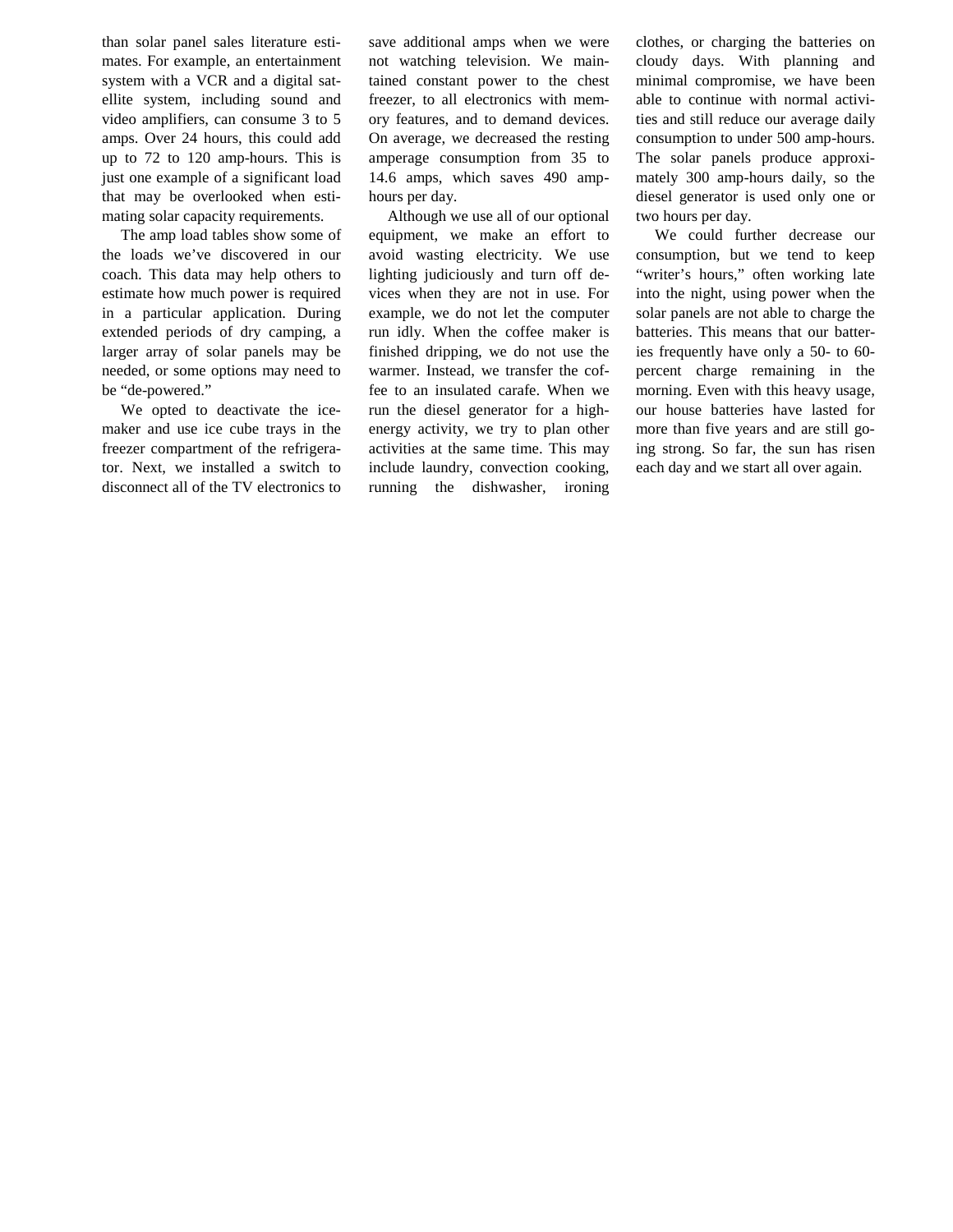than solar panel sales literature estimates. For example, an entertainment system with a VCR and a digital satellite system, including sound and video amplifiers, can consume 3 to 5 amps. Over 24 hours, this could add up to 72 to 120 amp-hours. This is just one example of a significant load that may be overlooked when estimating solar capacity requirements.

The amp load tables show some of the loads we've discovered in our coach. This data may help others to estimate how much power is required in a particular application. During extended periods of dry camping, a larger array of solar panels may be needed, or some options may need to be "de-powered."

We opted to deactivate the icemaker and use ice cube trays in the freezer compartment of the refrigerator. Next, we installed a switch to disconnect all of the TV electronics to save additional amps when we were not watching television. We maintained constant power to the chest freezer, to all electronics with memory features, and to demand devices. On average, we decreased the resting amperage consumption from 35 to 14.6 amps, which saves 490 amp-hours per day.

Although we use all of our optional equipment, we make an effort to avoid wasting electricity. We use lighting judiciously and turn off devices when they are not in use. For example, we do not let the computer run idly. When the coffee maker is finished dripping, we do not use the warmer. Instead, we transfer the coffee to an insulated carafe. When we run the diesel generator for a high-energy activity, we try to plan other activities at the same time. This may include laundry, convection cooking, running the dishwasher, ironing clothes, or charging the batteries on cloudy days. With planning and minimal compromise, we have been able to continue with normal activities and still reduce our average daily consumption to under 500 amp-hours. The solar panels produce approximately 300 amp-hours daily, so the diesel generator is used only one or two hours per day.

We could further decrease our consumption, but we tend to keep "writer's hours," often working late into the night, using power when the solar panels are not able to charge the batteries. This means that our batteries frequently have only a 50- to 60-percent charge remaining in the morning. Even with this heavy usage, our house batteries have lasted for more than five years and are still going strong. So far, the sun has risen each day and we start all over again.